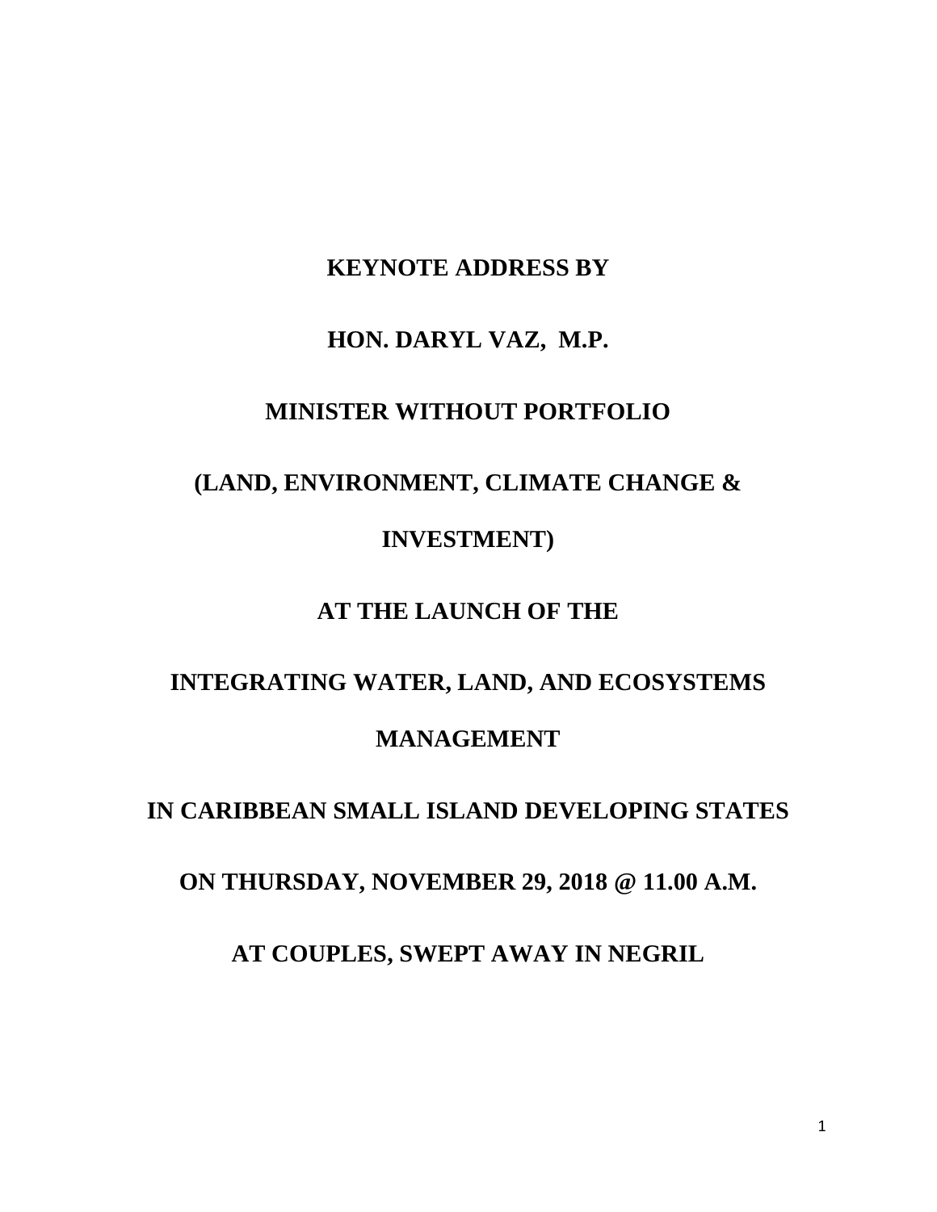**KEYNOTE ADDRESS BY**

**HON. DARYL VAZ, M.P.**

**MINISTER WITHOUT PORTFOLIO**

**(LAND, ENVIRONMENT, CLIMATE CHANGE & INVESTMENT)**

**AT THE LAUNCH OF THE**

**INTEGRATING WATER, LAND, AND ECOSYSTEMS MANAGEMENT**

**IN CARIBBEAN SMALL ISLAND DEVELOPING STATES**

**ON THURSDAY, NOVEMBER 29, 2018 @ 11.00 A.M.**

**AT COUPLES, SWEPT AWAY IN NEGRIL**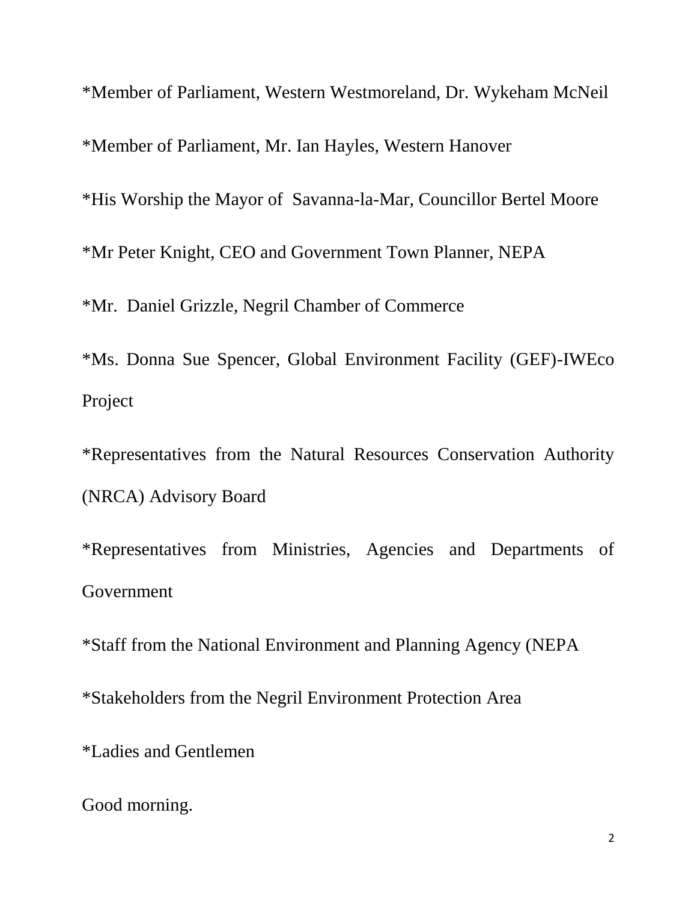*Member of Parliament, Western Westmoreland, Dr. Wykeham McNeil

*Member of Parliament, Mr. Ian Hayles, Western Hanover

*His Worship the Mayor of Savanna-la-Mar, Councillor Bertel Moore

*Mr Peter Knight, CEO and Government Town Planner, NEPA

*Mr. Daniel Grizzle, Negril Chamber of Commerce

*Ms. Donna Sue Spencer, Global Environment Facility (GEF)-IWEco Project

*Representatives from the Natural Resources Conservation Authority (NRCA) Advisory Board

*Representatives from Ministries, Agencies and Departments of Government

*Staff from the National Environment and Planning Agency (NEPA

*Stakeholders from the Negril Environment Protection Area

*Ladies and Gentlemen

Good morning.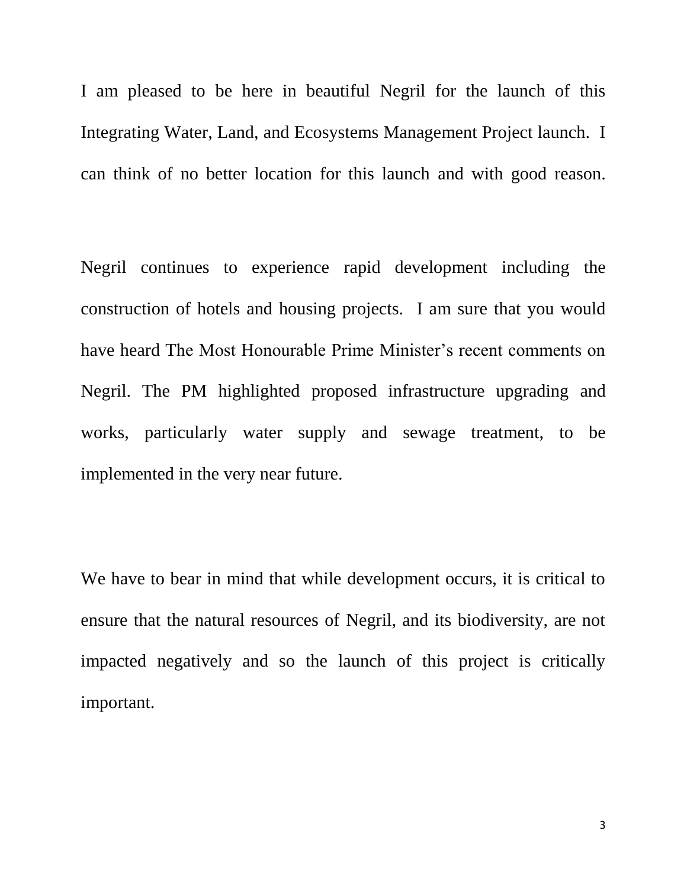I am pleased to be here in beautiful Negril for the launch of this Integrating Water, Land, and Ecosystems Management Project launch. I can think of no better location for this launch and with good reason.

Negril continues to experience rapid development including the construction of hotels and housing projects. I am sure that you would have heard The Most Honourable Prime Minister's recent comments on Negril. The PM highlighted proposed infrastructure upgrading and works, particularly water supply and sewage treatment, to be implemented in the very near future.

We have to bear in mind that while development occurs, it is critical to ensure that the natural resources of Negril, and its biodiversity, are not impacted negatively and so the launch of this project is critically important.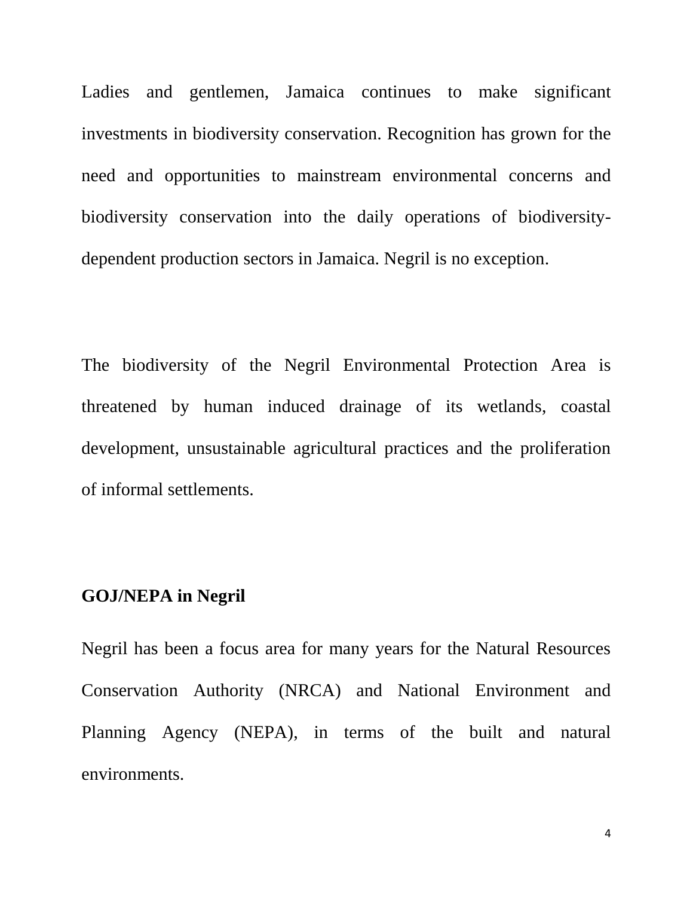Ladies and gentlemen, Jamaica continues to make significant investments in biodiversity conservation. Recognition has grown for the need and opportunities to mainstream environmental concerns and biodiversity conservation into the daily operations of biodiversity-dependent production sectors in Jamaica. Negril is no exception.

The biodiversity of the Negril Environmental Protection Area is threatened by human induced drainage of its wetlands, coastal development, unsustainable agricultural practices and the proliferation of informal settlements.

**GOJ/NEPA in Negril**

Negril has been a focus area for many years for the Natural Resources Conservation Authority (NRCA) and National Environment and Planning Agency (NEPA), in terms of the built and natural environments.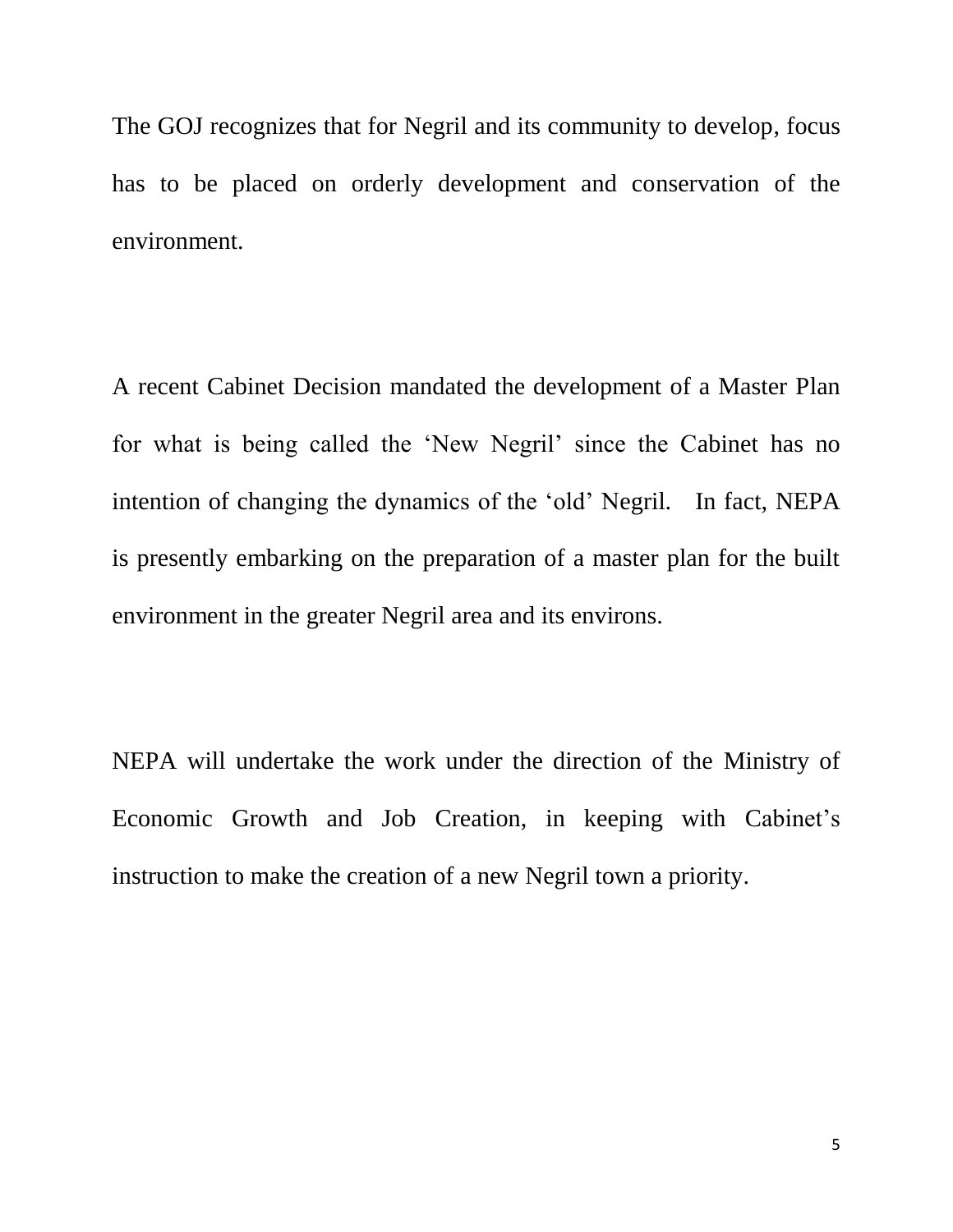The GOJ recognizes that for Negril and its community to develop, focus has to be placed on orderly development and conservation of the environment.

A recent Cabinet Decision mandated the development of a Master Plan for what is being called the 'New Negril' since the Cabinet has no intention of changing the dynamics of the 'old' Negril. In fact, NEPA is presently embarking on the preparation of a master plan for the built environment in the greater Negril area and its environs.

NEPA will undertake the work under the direction of the Ministry of Economic Growth and Job Creation, in keeping with Cabinet's instruction to make the creation of a new Negril town a priority.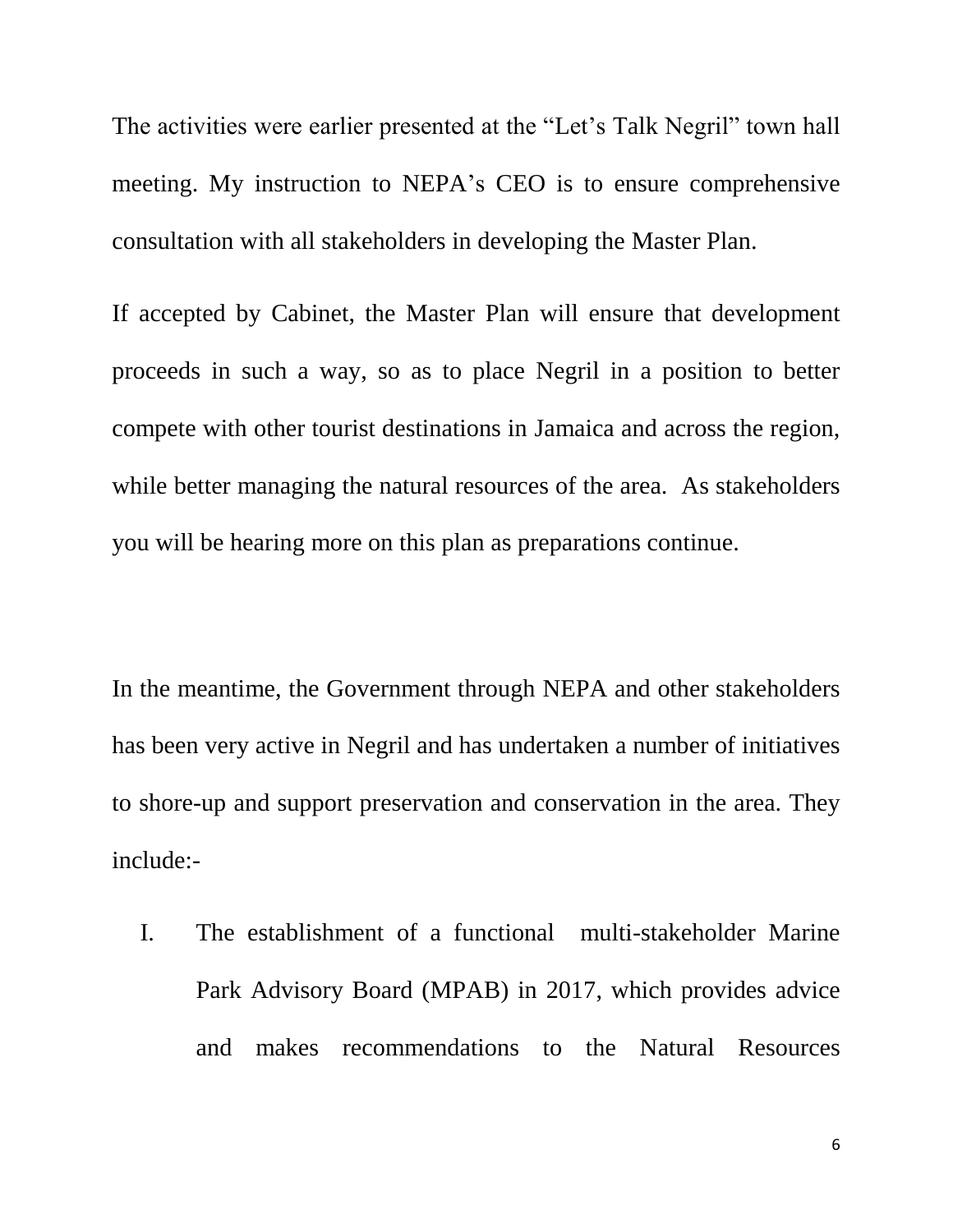The activities were earlier presented at the "Let's Talk Negril" town hall meeting. My instruction to NEPA's CEO is to ensure comprehensive consultation with all stakeholders in developing the Master Plan.

If accepted by Cabinet, the Master Plan will ensure that development proceeds in such a way, so as to place Negril in a position to better compete with other tourist destinations in Jamaica and across the region, while better managing the natural resources of the area. As stakeholders you will be hearing more on this plan as preparations continue.

In the meantime, the Government through NEPA and other stakeholders has been very active in Negril and has undertaken a number of initiatives to shore-up and support preservation and conservation in the area. They include:-

I. The establishment of a functional multi-stakeholder Marine Park Advisory Board (MPAB) in 2017, which provides advice and makes recommendations to the Natural Resources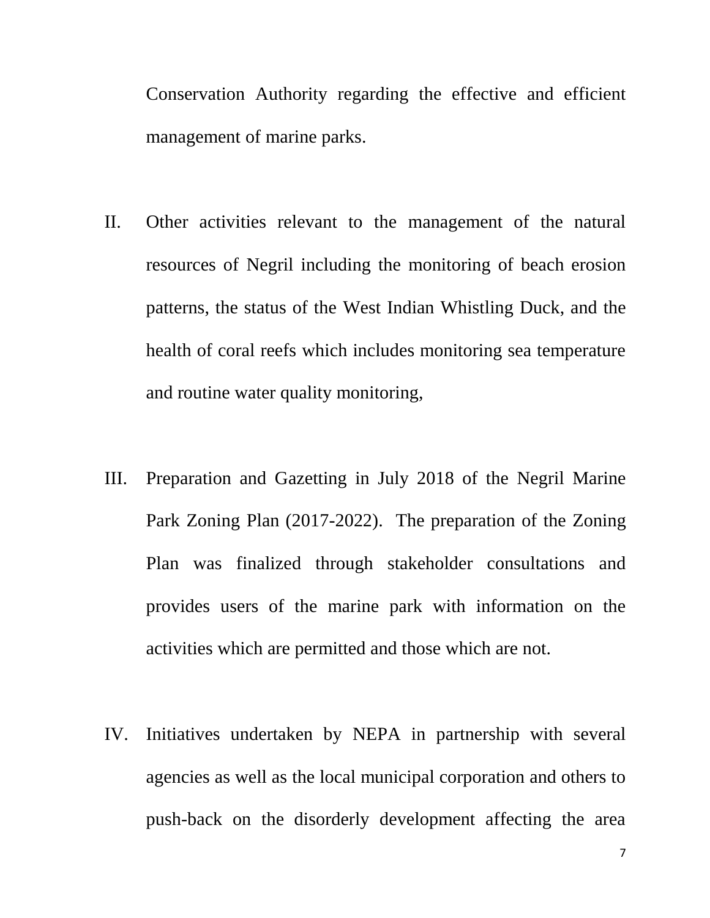Conservation Authority regarding the effective and efficient management of marine parks.

II. Other activities relevant to the management of the natural resources of Negril including the monitoring of beach erosion patterns, the status of the West Indian Whistling Duck, and the health of coral reefs which includes monitoring sea temperature and routine water quality monitoring,

III. Preparation and Gazetting in July 2018 of the Negril Marine Park Zoning Plan (2017-2022). The preparation of the Zoning Plan was finalized through stakeholder consultations and provides users of the marine park with information on the activities which are permitted and those which are not.

IV. Initiatives undertaken by NEPA in partnership with several agencies as well as the local municipal corporation and others to push-back on the disorderly development affecting the area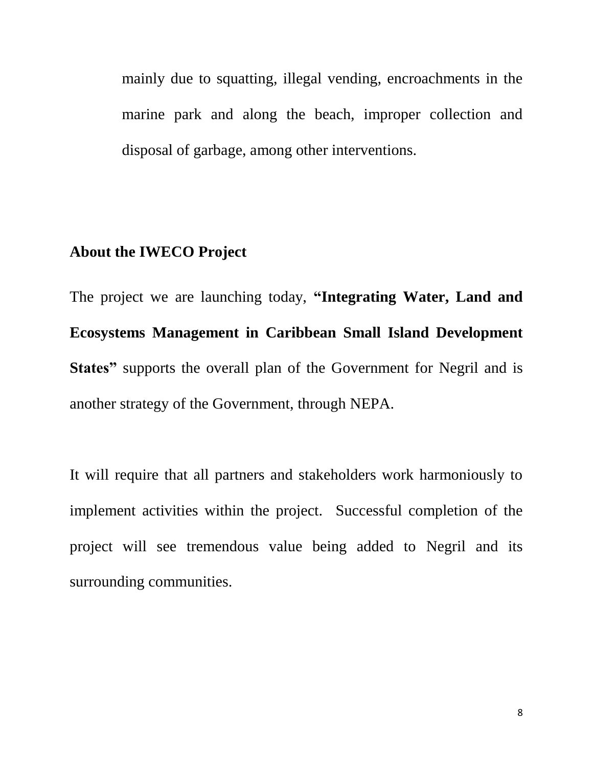mainly due to squatting, illegal vending, encroachments in the marine park and along the beach, improper collection and disposal of garbage, among other interventions.

## About the IWECO Project

The project we are launching today, **"Integrating Water, Land and Ecosystems Management in Caribbean Small Island Development States"** supports the overall plan of the Government for Negril and is another strategy of the Government, through NEPA.

It will require that all partners and stakeholders work harmoniously to implement activities within the project. Successful completion of the project will see tremendous value being added to Negril and its surrounding communities.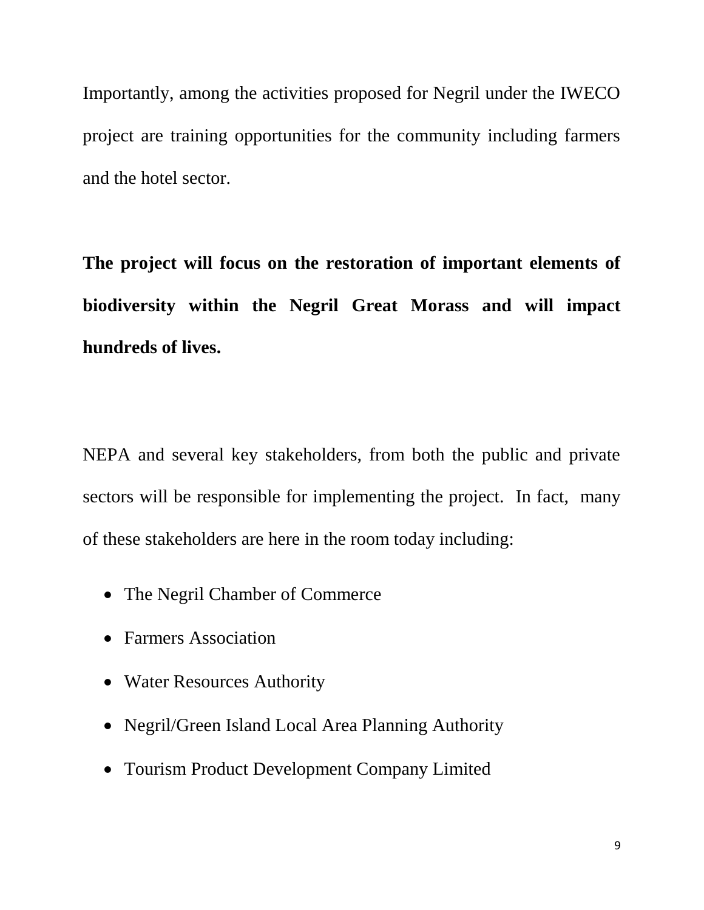Importantly, among the activities proposed for Negril under the IWECO project are training opportunities for the community including farmers and the hotel sector.

**The project will focus on the restoration of important elements of biodiversity within the Negril Great Morass and will impact hundreds of lives.**

NEPA and several key stakeholders, from both the public and private sectors will be responsible for implementing the project. In fact, many of these stakeholders are here in the room today including:

- The Negril Chamber of Commerce
- Farmers Association
- Water Resources Authority
- Negril/Green Island Local Area Planning Authority
- Tourism Product Development Company Limited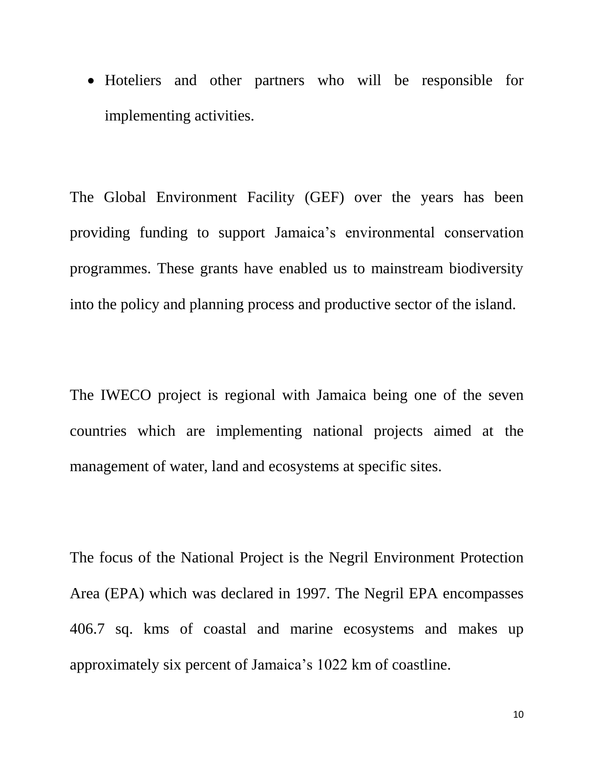- Hoteliers and other partners who will be responsible for implementing activities.

The Global Environment Facility (GEF) over the years has been providing funding to support Jamaica's environmental conservation programmes. These grants have enabled us to mainstream biodiversity into the policy and planning process and productive sector of the island.

The IWECO project is regional with Jamaica being one of the seven countries which are implementing national projects aimed at the management of water, land and ecosystems at specific sites.

The focus of the National Project is the Negril Environment Protection Area (EPA) which was declared in 1997. The Negril EPA encompasses 406.7 sq. kms of coastal and marine ecosystems and makes up approximately six percent of Jamaica's 1022 km of coastline.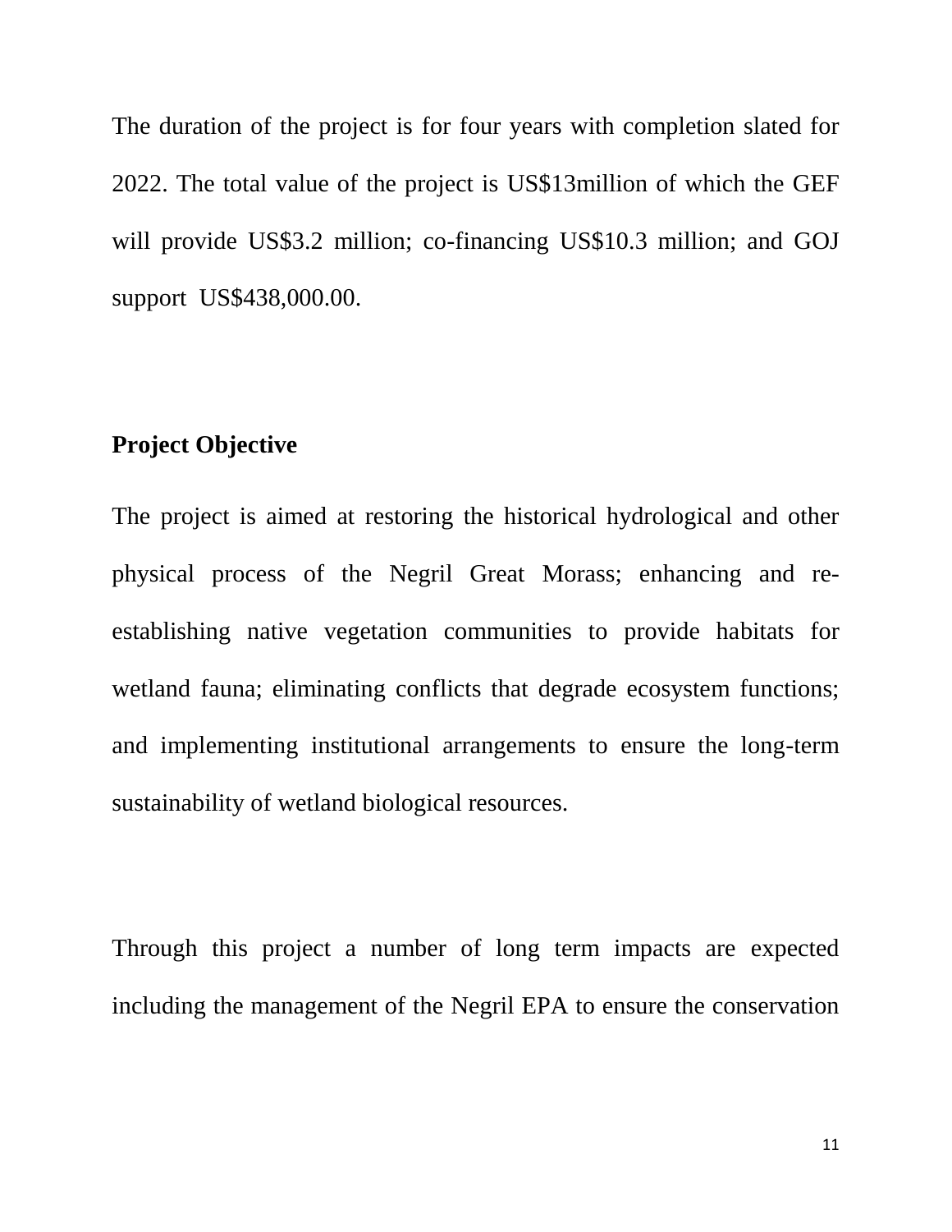The duration of the project is for four years with completion slated for 2022. The total value of the project is US$13million of which the GEF will provide US$3.2 million; co-financing US$10.3 million; and GOJ support US$438,000.00.

**Project Objective**

The project is aimed at restoring the historical hydrological and other physical process of the Negril Great Morass; enhancing and re-establishing native vegetation communities to provide habitats for wetland fauna; eliminating conflicts that degrade ecosystem functions; and implementing institutional arrangements to ensure the long-term sustainability of wetland biological resources.

Through this project a number of long term impacts are expected including the management of the Negril EPA to ensure the conservation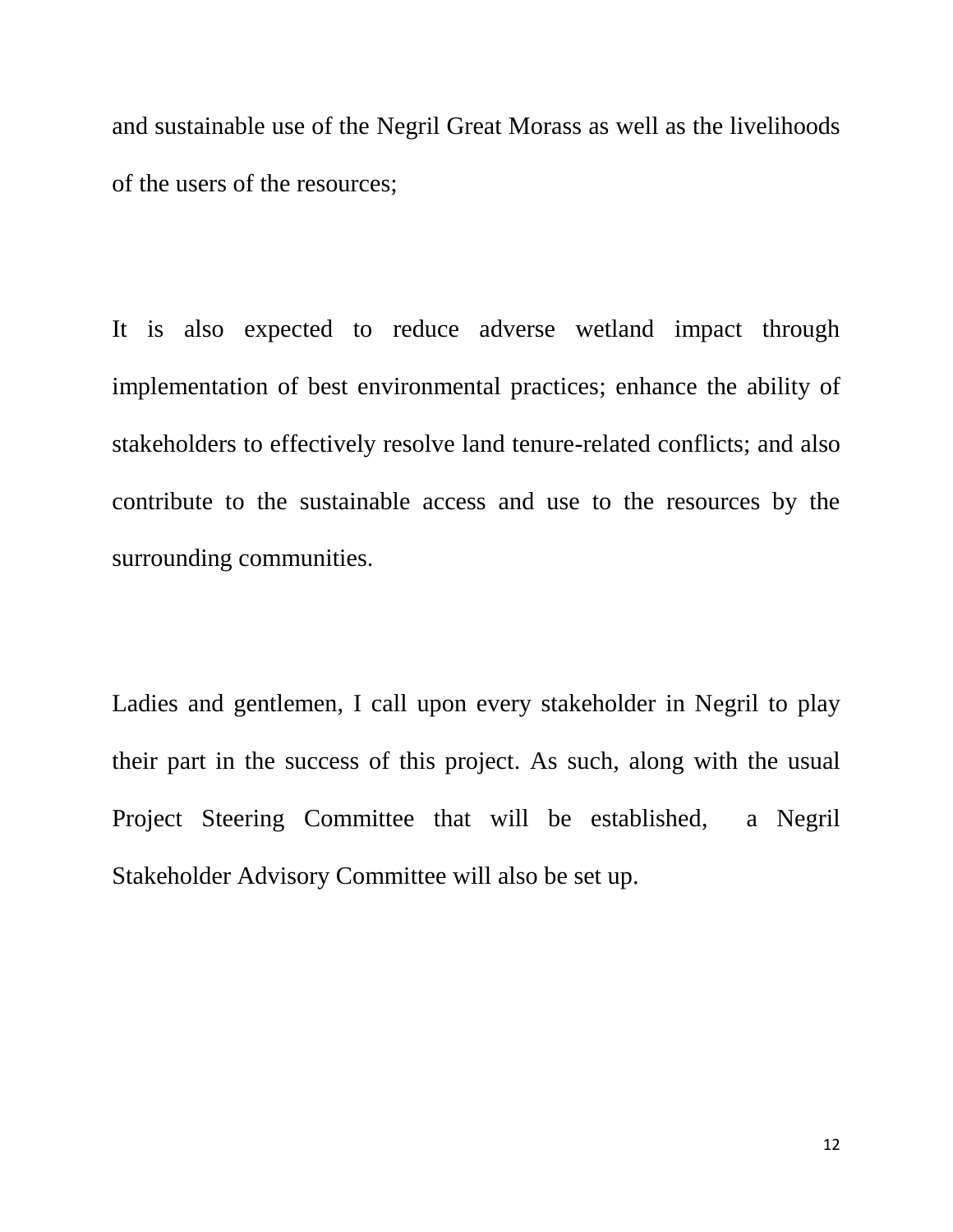and sustainable use of the Negril Great Morass as well as the livelihoods of the users of the resources;

It is also expected to reduce adverse wetland impact through implementation of best environmental practices; enhance the ability of stakeholders to effectively resolve land tenure-related conflicts; and also contribute to the sustainable access and use to the resources by the surrounding communities.

Ladies and gentlemen, I call upon every stakeholder in Negril to play their part in the success of this project. As such, along with the usual Project Steering Committee that will be established, a Negril Stakeholder Advisory Committee will also be set up.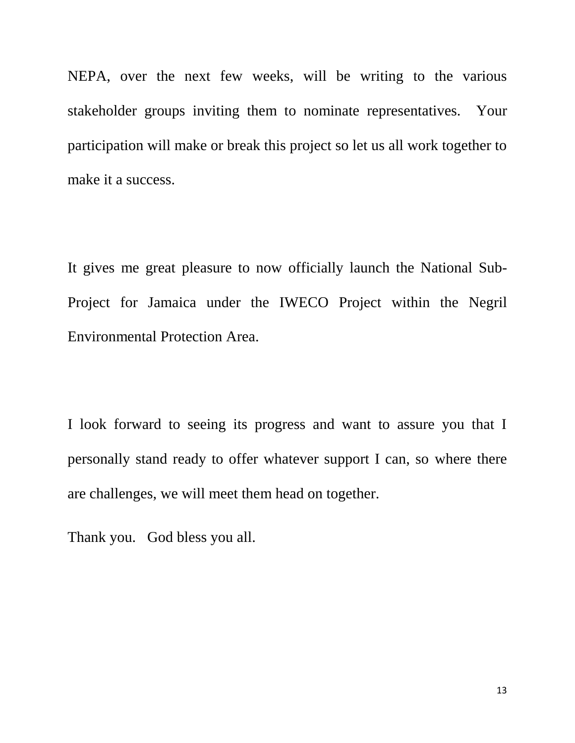NEPA, over the next few weeks, will be writing to the various stakeholder groups inviting them to nominate representatives. Your participation will make or break this project so let us all work together to make it a success.

It gives me great pleasure to now officially launch the National Sub-Project for Jamaica under the IWECO Project within the Negril Environmental Protection Area.

I look forward to seeing its progress and want to assure you that I personally stand ready to offer whatever support I can, so where there are challenges, we will meet them head on together.

Thank you. God bless you all.